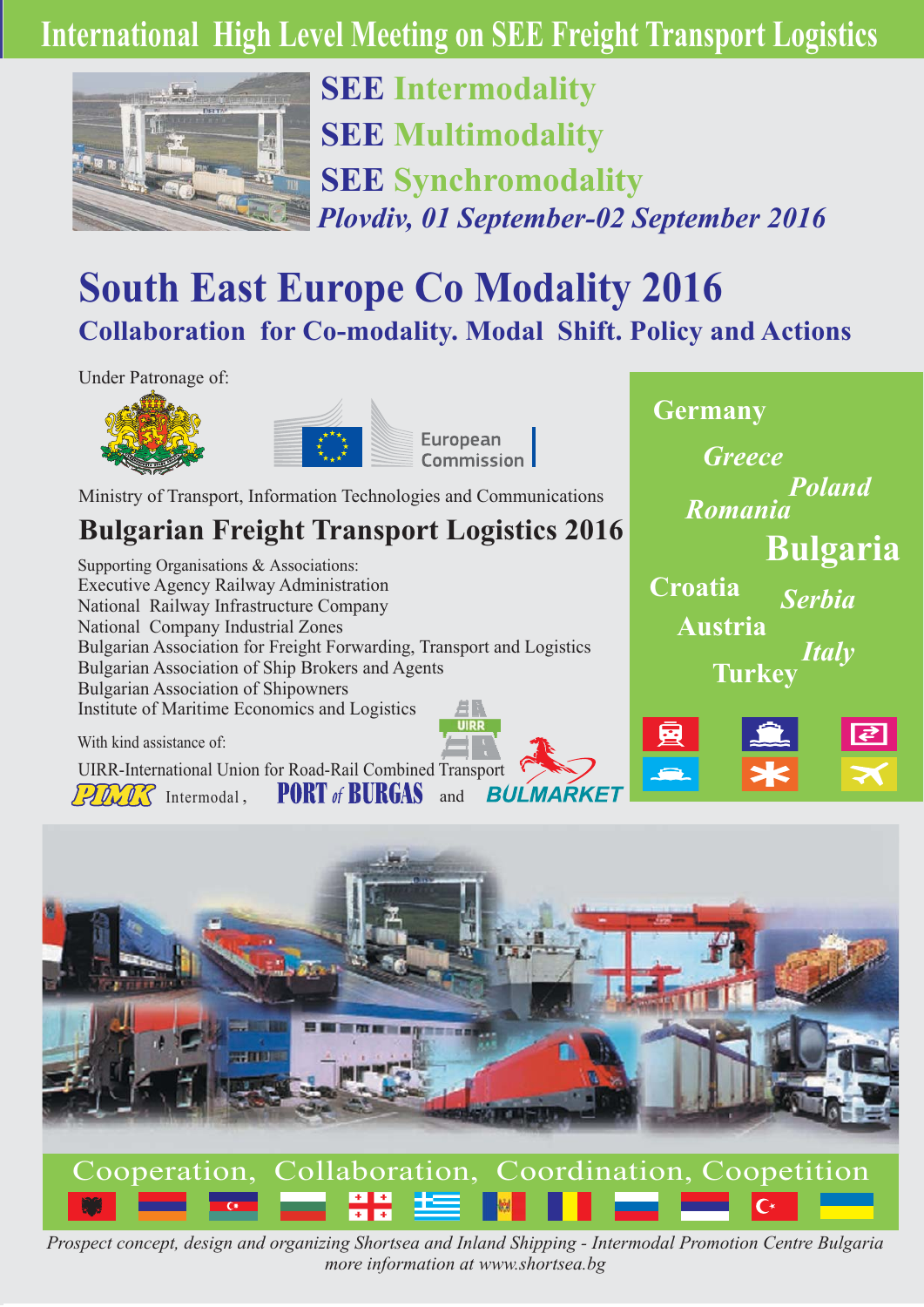# International High Level Meeting on SEE Freight Transport Logistics

**SEE Intermodality**

**SEE Multimodality**

**SEE Synchromodality**

***Plovdiv, 01 September-02 September 2016***

# South East Europe Co Modality 2016

## Collaboration for Co-modality. Modal Shift. Policy and Actions

Under Patronage of:

European Commission

Ministry of Transport, Information Technologies and Communications

## Bulgarian Freight Transport Logistics 2016

Supporting Organisations & Associations:
Executive Agency Railway Administration
National Railway Infrastructure Company
National Company Industrial Zones
Bulgarian Association for Freight Forwarding, Transport and Logistics
Bulgarian Association of Ship Brokers and Agents
Bulgarian Association of Shipowners
Institute of Maritime Economics and Logistics

With kind assistance of:

UIRR-International Union for Road-Rail Combined Transport

PIMK Intermodal, PORT of BURGAS and BULMARKET

Germany
*Greece*
*Poland*
*Romania*
**Bulgaria**
Croatia
*Serbia*
Austria
*Italy*
Turkey

Cooperation, Collaboration, Coordination, Coopetition

*Prospect concept, design and organizing Shortsea and Inland Shipping - Intermodal Promotion Centre Bulgaria*
*more information at www.shortsea.bg*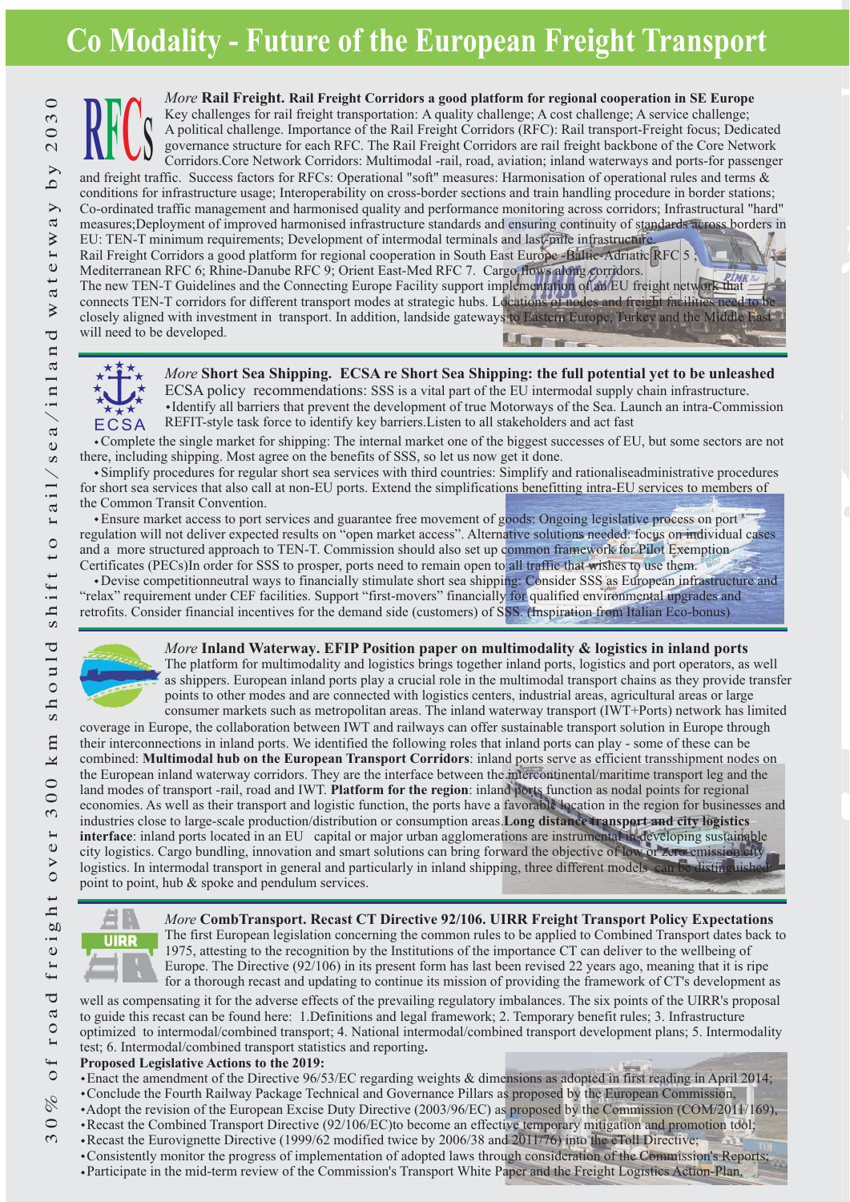# Co Modality - Future of the European Freight Transport

30% of road freight over 300 km should shift to rail/sea/inland waterway by 2030

## *More* Rail Freight. Rail Freight Corridors a good platform for regional cooperation in SE Europe

Key challenges for rail freight transportation: A quality challenge; A cost challenge; A service challenge; A political challenge. Importance of the Rail Freight Corridors (RFC): Rail transport-Freight focus; Dedicated governance structure for each RFC. The Rail Freight Corridors are rail freight backbone of the Core Network Corridors.Core Network Corridors: Multimodal -rail, road, aviation; inland waterways and ports-for passenger and freight traffic. Success factors for RFCs: Operational "soft" measures: Harmonisation of operational rules and terms & conditions for infrastructure usage; Interoperability on cross-border sections and train handling procedure in border stations; Co-ordinated traffic management and harmonised quality and performance monitoring across corridors; Infrastructural "hard" measures;Deployment of improved harmonised infrastructure standards and ensuring continuity of standards across borders in EU: TEN-T minimum requirements; Development of intermodal terminals and last-mile infrastructure.

Rail Freight Corridors a good platform for regional cooperation in South East Europe -Baltic-Adriatic RFC 5 ; Mediterranean RFC 6; Rhine-Danube RFC 9; Orient East-Med RFC 7. Cargo flows along corridors.

The new TEN-T Guidelines and the Connecting Europe Facility support implementation of an EU freight network that connects TEN-T corridors for different transport modes at strategic hubs. Locations of nodes and freight facilities need to be closely aligned with investment in transport. In addition, landside gateways to Eastern Europe, Turkey and the Middle East will need to be developed.

## *More* Short Sea Shipping. ECSA re Short Sea Shipping: the full potential yet to be unleashed

ECSA policy recommendations: SSS is a vital part of the EU intermodal supply chain infrastructure.

- Identify all barriers that prevent the development of true Motorways of the Sea. Launch an intra-Commission REFIT-style task force to identify key barriers.Listen to all stakeholders and act fast
- Complete the single market for shipping: The internal market one of the biggest successes of EU, but some sectors are not there, including shipping. Most agree on the benefits of SSS, so let us now get it done.
- Simplify procedures for regular short sea services with third countries: Simplify and rationaliseadministrative procedures for short sea services that also call at non-EU ports. Extend the simplifications benefitting intra-EU services to members of the Common Transit Convention.
- Ensure market access to port services and guarantee free movement of goods: Ongoing legislative process on port regulation will not deliver expected results on "open market access". Alternative solutions needed: focus on individual cases and a more structured approach to TEN-T. Commission should also set up common framework for Pilot Exemption Certificates (PECs)In order for SSS to prosper, ports need to remain open to all traffic that wishes to use them.
- Devise competitionneutral ways to financially stimulate short sea shipping: Consider SSS as European infrastructure and "relax" requirement under CEF facilities. Support "first-movers" financially for qualified environmental upgrades and retrofits. Consider financial incentives for the demand side (customers) of SSS. (Inspiration from Italian Eco-bonus)

## *More* Inland Waterway. EFIP Position paper on multimodality & logistics in inland ports

The platform for multimodality and logistics brings together inland ports, logistics and port operators, as well as shippers. European inland ports play a crucial role in the multimodal transport chains as they provide transfer points to other modes and are connected with logistics centers, industrial areas, agricultural areas or large consumer markets such as metropolitan areas. The inland waterway transport (IWT+Ports) network has limited coverage in Europe, the collaboration between IWT and railways can offer sustainable transport solution in Europe through their interconnections in inland ports. We identified the following roles that inland ports can play - some of these can be combined: **Multimodal hub on the European Transport Corridors**: inland ports serve as efficient transshipment nodes on the European inland waterway corridors. They are the interface between the intercontinental/maritime transport leg and the land modes of transport -rail, road and IWT. **Platform for the region**: inland ports function as nodal points for regional economies. As well as their transport and logistic function, the ports have a favorable location in the region for businesses and industries close to large-scale production/distribution or consumption areas.**Long distance transport and city logistics interface**: inland ports located in an EU capital or major urban agglomerations are instrumental in developing sustainable city logistics. Cargo bundling, innovation and smart solutions can bring forward the objective of low or zero-emission city logistics. In intermodal transport in general and particularly in inland shipping, three different models can be distinguished: point to point, hub & spoke and pendulum services.

## *More* CombTransport. Recast CT Directive 92/106. UIRR Freight Transport Policy Expectations

The first European legislation concerning the common rules to be applied to Combined Transport dates back to 1975, attesting to the recognition by the Institutions of the importance CT can deliver to the wellbeing of Europe. The Directive (92/106) in its present form has last been revised 22 years ago, meaning that it is ripe for a thorough recast and updating to continue its mission of providing the framework of CT's development as well as compensating it for the adverse effects of the prevailing regulatory imbalances. The six points of the UIRR's proposal to guide this recast can be found here: 1.Definitions and legal framework; 2. Temporary benefit rules; 3. Infrastructure optimized to intermodal/combined transport; 4. National intermodal/combined transport development plans; 5. Intermodality test; 6. Intermodal/combined transport statistics and reporting.

**Proposed Legislative Actions to the 2019:**

- Enact the amendment of the Directive 96/53/EC regarding weights & dimensions as adopted in first reading in April 2014;
- Conclude the Fourth Railway Package Technical and Governance Pillars as proposed by the European Commission,
- Adopt the revision of the European Excise Duty Directive (2003/96/EC) as proposed by the Commission (COM/2011/169),
- Recast the Combined Transport Directive (92/106/EC)to become an effective temporary mitigation and promotion tool;
- Recast the Eurovignette Directive (1999/62 modified twice by 2006/38 and 2011/76) into the eToll Directive;
- Consistently monitor the progress of implementation of adopted laws through consideration of the Commission's Reports;
- Participate in the mid-term review of the Commission's Transport White Paper and the Freight Logistics Action-Plan.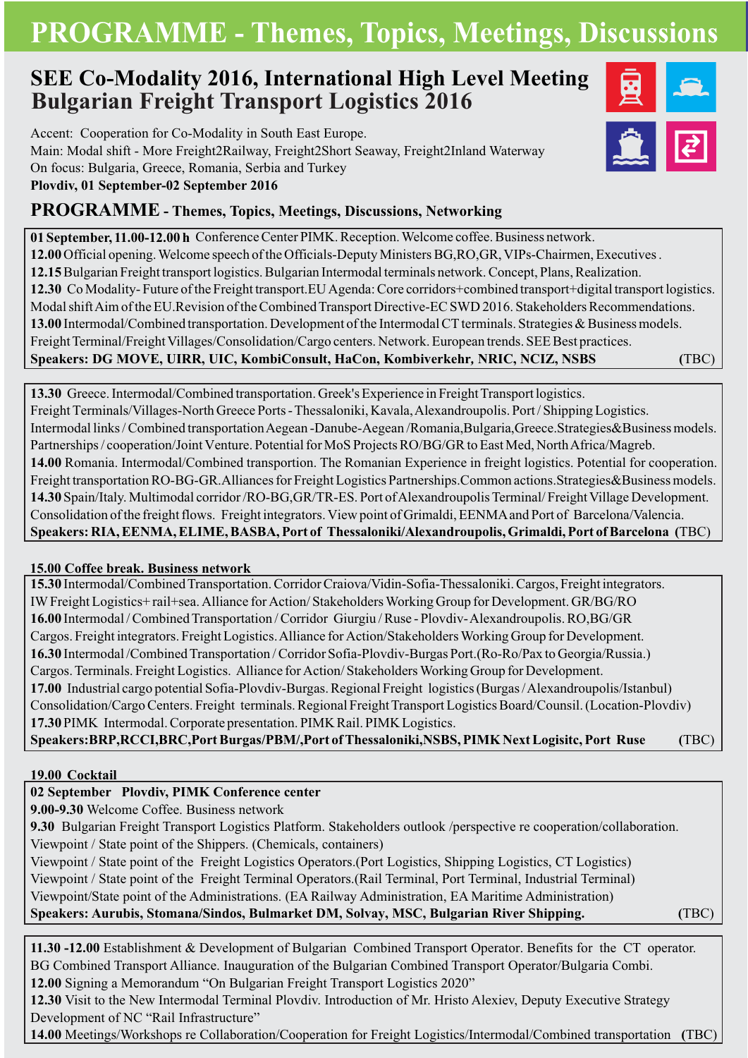# PROGRAMME - Themes, Topics, Meetings, Discussions

## SEE Co-Modality 2016, International High Level Meeting
## Bulgarian Freight Transport Logistics 2016

Accent: Cooperation for Co-Modality in South East Europe.
Main: Modal shift - More Freight2Railway, Freight2Short Seaway, Freight2Inland Waterway
On focus: Bulgaria, Greece, Romania, Serbia and Turkey
**Plovdiv, 01 September-02 September 2016**

## PROGRAMME - Themes, Topics, Meetings, Discussions, Networking

**01 September, 11.00-12.00 h** Conference Center PIMK. Reception. Welcome coffee. Business network.
**12.00** Official opening. Welcome speech of the Officials-Deputy Ministers BG,RO,GR, VIPs-Chairmen, Executives .
**12.15** Bulgarian Freight transport logistics. Bulgarian Intermodal terminals network. Concept, Plans, Realization.
**12.30** Co Modality- Future of the Freight transport.EU Agenda: Core corridors+combined transport+digital transport logistics. Modal shift Aim of the EU.Revision of the Combined Transport Directive-EC SWD 2016. Stakeholders Recommendations.
**13.00** Intermodal/Combined transportation. Development of the Intermodal CT terminals. Strategies & Business models. Freight Terminal/Freight Villages/Consolidation/Cargo centers. Network. European trends. SEE Best practices.
**Speakers: DG MOVE, UIRR, UIC, KombiConsult, HaCon, Kombiverkehr, NRIC, NCIZ, NSBS** (TBC)

**13.30** Greece. Intermodal/Combined transportation. Greek's Experience in Freight Transport logistics. Freight Terminals/Villages-North Greece Ports - Thessaloniki, Kavala, Alexandroupolis. Port / Shipping Logistics. Intermodal links / Combined transportation Aegean -Danube-Aegean /Romania,Bulgaria,Greece.Strategies&Business models. Partnerships / cooperation/Joint Venture. Potential for MoS Projects RO/BG/GR to East Med, North Africa/Magreb.
**14.00** Romania. Intermodal/Combined transportion. The Romanian Experience in freight logistics. Potential for cooperation. Freight transportation RO-BG-GR.Alliances for Freight Logistics Partnerships.Common actions.Strategies&Business models.
**14.30** Spain/Italy. Multimodal corridor /RO-BG,GR/TR-ES. Port of Alexandroupolis Terminal/ Freight Village Development. Consolidation of the freight flows. Freight integrators. View point of Grimaldi, EENMA and Port of Barcelona/Valencia.
**Speakers: RIA, EENMA, ELIME, BASBA, Port of Thessaloniki/Alexandroupolis, Grimaldi, Port of Barcelona** (TBC)

**15.00 Coffee break. Business network**

**15.30** Intermodal/Combined Transportation. Corridor Craiova/Vidin-Sofia-Thessaloniki. Cargos, Freight integrators. IW Freight Logistics+ rail+sea. Alliance for Action/ Stakeholders Working Group for Development. GR/BG/RO
**16.00** Intermodal / Combined Transportation / Corridor Giurgiu / Ruse - Plovdiv- Alexandroupolis. RO,BG/GR Cargos. Freight integrators. Freight Logistics. Alliance for Action/Stakeholders Working Group for Development.
**16.30** Intermodal /Combined Transportation / Corridor Sofia-Plovdiv-Burgas Port.(Ro-Ro/Pax to Georgia/Russia.) Cargos. Terminals. Freight Logistics. Alliance for Action/ Stakeholders Working Group for Development.
**17.00** Industrial cargo potential Sofia-Plovdiv-Burgas. Regional Freight logistics (Burgas / Alexandroupolis/Istanbul) Consolidation/Cargo Centers. Freight terminals. Regional Freight Transport Logistics Board/Counsil. (Location-Plovdiv)
**17.30** PIMK Intermodal. Corporate presentation. PIMK Rail. PIMK Logistics.
**Speakers:BRP,RCCI,BRC,Port Burgas/PBM/,Port of Thessaloniki,NSBS, PIMK Next Logisitc, Port Ruse** (TBC)

**19.00 Cocktail**

**02 September Plovdiv, PIMK Conference center**
**9.00-9.30** Welcome Coffee. Business network
**9.30** Bulgarian Freight Transport Logistics Platform. Stakeholders outlook /perspective re cooperation/collaboration.
Viewpoint / State point of the Shippers. (Chemicals, containers)
Viewpoint / State point of the Freight Logistics Operators.(Port Logistics, Shipping Logistics, CT Logistics)
Viewpoint / State point of the Freight Terminal Operators.(Rail Terminal, Port Terminal, Industrial Terminal)
Viewpoint/State point of the Administrations. (EA Railway Administration, EA Maritime Administration)
**Speakers: Aurubis, Stomana/Sindos, Bulmarket DM, Solvay, MSC, Bulgarian River Shipping.** (TBC)

**11.30 -12.00** Establishment & Development of Bulgarian Combined Transport Operator. Benefits for the CT operator. BG Combined Transport Alliance. Inauguration of the Bulgarian Combined Transport Operator/Bulgaria Combi.
**12.00** Signing a Memorandum "On Bulgarian Freight Transport Logistics 2020"
**12.30** Visit to the New Intermodal Terminal Plovdiv. Introduction of Mr. Hristo Alexiev, Deputy Executive Strategy Development of NC "Rail Infrastructure"
**14.00** Meetings/Workshops re Collaboration/Cooperation for Freight Logistics/Intermodal/Combined transportation (TBC)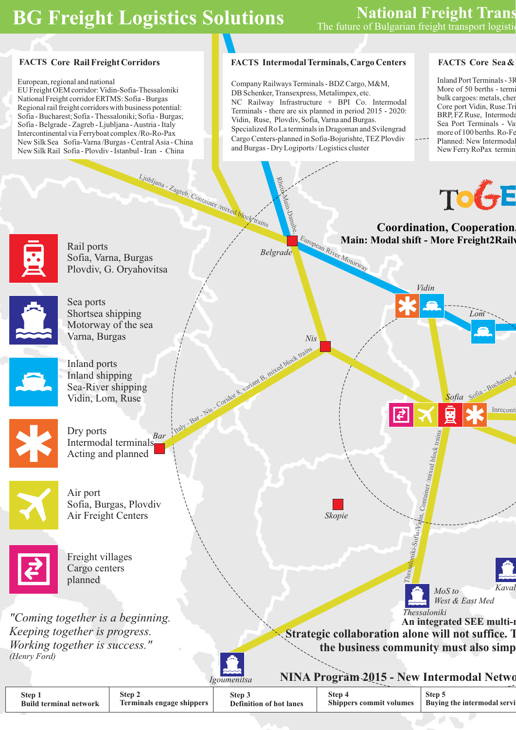# BG Freight Logistics Solutions

## National Freight Trans

The future of Bulgarian freight transport logistic

### FACTS Core Rail Freight Corridors

European, regional and national
EU Freight OEM corridor: Vidin-Sofia-Thessaloniki
National Freight corridor ERTMS: Sofia - Burgas
Regional rail freight corridors with business potential:
Sofia - Bucharest; Sofia - Thessaloniki; Sofia - Burgas;
Sofia - Belgrade - Zagreb - Ljubljana - Austria - Italy
Intercontinental via Ferryboat complex /Ro-Ro-Pax
New Silk Sea Sofia-Varna /Burgas - Central Asia - China
New Silk Rail Sofia - Plovdiv - Istanbul - Iran - China

### FACTS Intermodal Terminals, Cargo Centers

Company Railways Terminals - BDZ Cargo, M&M, DB Schenker, Transexpress, Metalimpex, etc.
NC Railway Infrastructure + BPI Co. Intermodal Terminals - there are six planned in period 2015 - 2020: Vidin, Ruse, Plovdiv, Sofia, Varna and Burgas.
Specialized Ro La terminals in Dragoman and Svilengrad
Cargo Centers-planned in Sofia-Bojurishte, TEZ Plovdiv and Burgas - Dry Logiports / Logistics cluster

### FACTS Core Sea &

Inland Port Terminals - 3R
More of 50 berths - termi
bulk cargoes: metals, chem
Core port Vidin, Ruse.Tri
BRP, FZ Ruse, Intermoda
Sea Port Terminals - Var
more of 100 berths. Ro-Fe
Planned: New Intermodal
New Ferry RoPax termin

ToGE

**Coordination, Cooperation**
**Main: Modal shift - More Freight2Railw**

Ljubljana - Zagreb, Container /mixed block trains

Rhein-Main-Danube

European River Motorway

Belgrade

Vidin

Lom

Nis

Italy - Bar - Nis - Corridor 8, variant B, mixed block trains

Sofia

Sofia - Bucharest, C

Inreconti

Bar

Skopie

Thessaloniki-Sofia-Vidin, Container /mixed block trains

MoS to West & East Med

Kaval

Thessaloniki

Igoumenitsa

Rail ports
Sofia, Varna, Burgas
Plovdiv, G. Oryahovitsa

Sea ports
Shortsea shipping
Motorway of the sea
Varna, Burgas

Inland ports
Inland shipping
Sea-River shipping
Vidin, Lom, Ruse

Dry ports
Intermodal terminals
Acting and planned

Air port
Sofia, Burgas, Plovdiv
Air Freight Centers

Freight villages
Cargo centers
planned

*"Coming together is a beginning.*
*Keeping together is progress.*
*Working together is success."*
*(Henry Ford)*

**An integrated SEE multi-m**
**Strategic collaboration alone will not suffice. T**
**the business community must also simp**

## NINA Program 2015 - New Intermodal Netwo

| Step 1<br>Build terminal network | Step 2<br>Terminals engage shippers | Step 3<br>Definition of hot lanes | Step 4<br>Shippers commit volumes | Step 5<br>Buying the intermodal servi |
|---|---|---|---|---|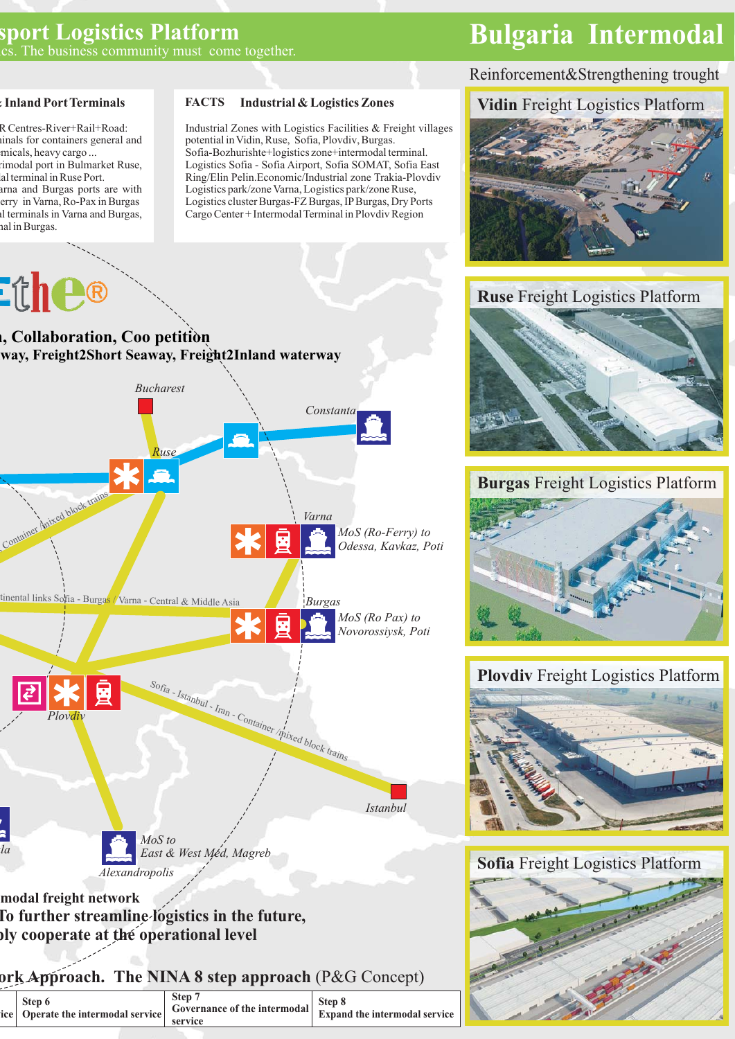# sport Logistics Platform

cs. The business community must come together.

# Bulgaria Intermodal

Reinforcement&Strengthening trought

### Inland Port Terminals

R Centres-River+Rail+Road: inals for containers general and micals, heavy cargo ... rimodal port in Bulmarket Ruse, al terminal in Ruse Port. arna and Burgas ports are with erry in Varna, Ro-Pax in Burgas l terminals in Varna and Burgas, nal in Burgas.

### FACTS Industrial & Logistics Zones

Industrial Zones with Logistics Facilities & Freight villages potential in Vidin, Ruse, Sofia, Plovdiv, Burgas. Sofia-Bozhurishte+logistics zone+intermodal terminal. Logistics Sofia - Sofia Airport, Sofia SOMAT, Sofia East Ring/Elin Pelin.Economic/Industrial zone Trakia-Plovdiv Logistics park/zone Varna, Logistics park/zone Ruse, Logistics cluster Burgas-FZ Burgas, IP Burgas, Dry Ports Cargo Center + Intermodal Terminal in Plovdiv Region

**Vidin** Freight Logistics Platform

**Ruse** Freight Logistics Platform

**Burgas** Freight Logistics Platform

**Plovdiv** Freight Logistics Platform

**Sofia** Freight Logistics Platform

Ethe®

**, Collaboration, Coo petition**

**way, Freight2Short Seaway, Freight2Inland waterway**

Bucharest

Constanta

Ruse

Container /mixed block trains

Varna

MoS (Ro-Ferry) to Odessa, Kavkaz, Poti

tinental links Sofia - Burgas / Varna - Central & Middle Asia

Burgas

MoS (Ro Pax) to Novorossiysk, Poti

Plovdiv

Sofia - Istanbul - Iran - Container /mixed block trains

Istanbul

la

MoS to East & West Med, Magreb

Alexandropolis

**modal freight network**

**To further streamline logistics in the future,**

**ply cooperate at the operational level**

## ork Approach. The NINA 8 step approach (P&G Concept)

| ice | Step 6 Operate the intermodal service | Step 7 Governance of the intermodal service | Step 8 Expand the intermodal service |
|---|---|---|---|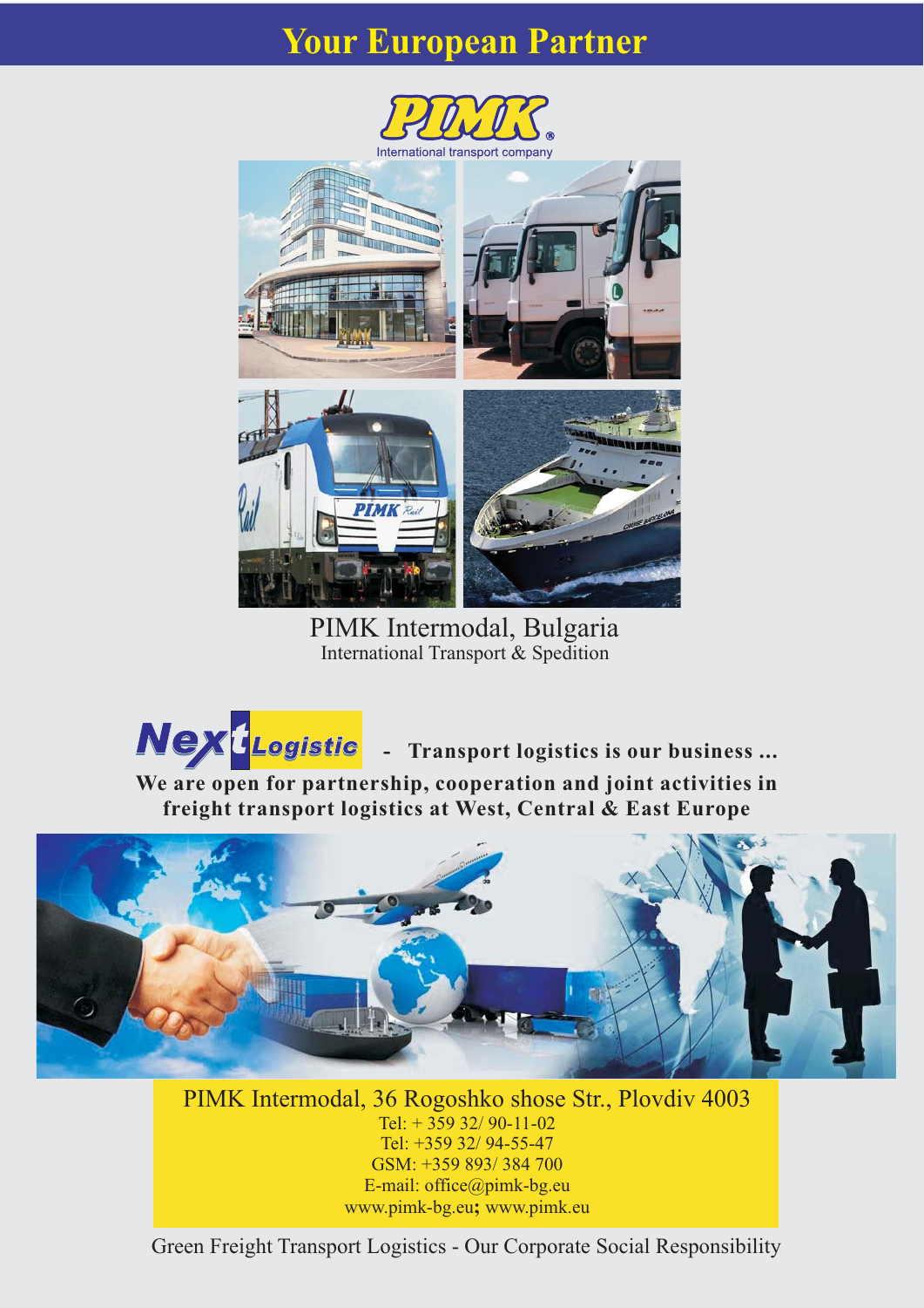# Your European Partner

PIMK®

International transport company

PIMK Intermodal, Bulgaria
International Transport & Spedition

NextLogistic - **Transport logistics is our business ...**

**We are open for partnership, cooperation and joint activities in freight transport logistics at West, Central & East Europe**

PIMK Intermodal, 36 Rogoshko shose Str., Plovdiv 4003
Tel: + 359 32/ 90-11-02
Tel: +359 32/ 94-55-47
GSM: +359 893/ 384 700
E-mail: office@pimk-bg.eu
www.pimk-bg.eu**;** www.pimk.eu

Green Freight Transport Logistics - Our Corporate Social Responsibility